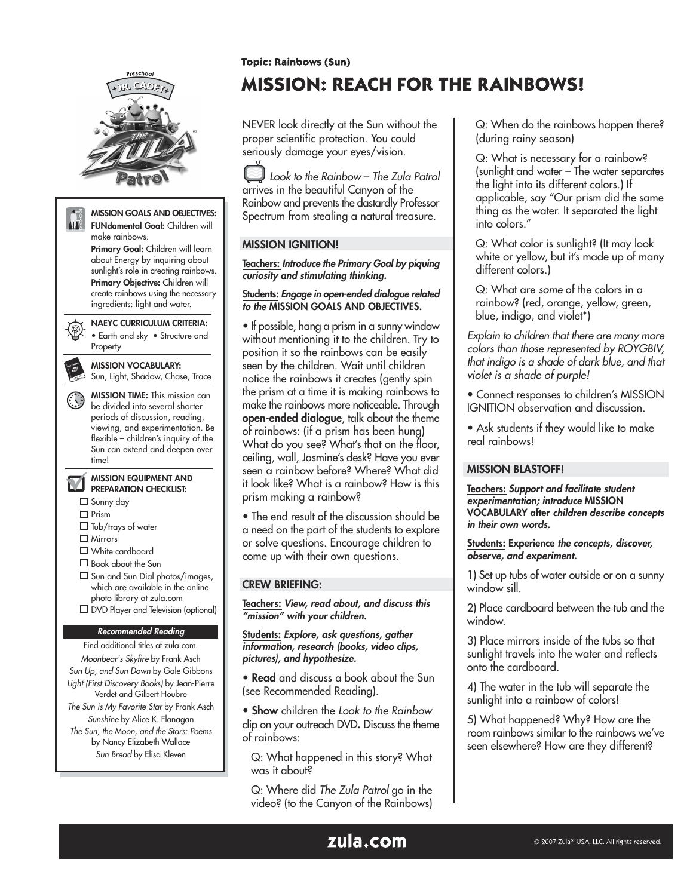Topic: Rainbows (Sun)

# MISSION: REACH FOR THE RAINBOWS!

**MISSION GOALS AND OBJECTIVES:**
**FUNdamental Goal:** Children will make rainbows.
**Primary Goal:** Children will learn about Energy by inquiring about sunlight's role in creating rainbows.
**Primary Objective:** Children will create rainbows using the necessary ingredients: light and water.

**NAEYC CURRICULUM CRITERIA:**
• Earth and sky • Structure and Property

**MISSION VOCABULARY:**
Sun, Light, Shadow, Chase, Trace

**MISSION TIME:** This mission can be divided into several shorter periods of discussion, reading, viewing, and experimentation. Be flexible – children's inquiry of the Sun can extend and deepen over time!

**MISSION EQUIPMENT AND PREPARATION CHECKLIST:**
- ☐ Sunny day
- ☐ Prism
- ☐ Tub/trays of water
- ☐ Mirrors
- ☐ White cardboard
- ☐ Book about the Sun
- ☐ Sun and Sun Dial photos/images, which are available in the online photo library at zula.com
- ☐ DVD Player and Television (optional)

***Recommended Reading***

Find additional titles at zula.com.

*Moonbear's Skyfire* by Frank Asch
*Sun Up, and Sun Down* by Gale Gibbons
*Light (First Discovery Books)* by Jean-Pierre Verdet and Gilbert Houbre
*The Sun is My Favorite Star* by Frank Asch
*Sunshine* by Alice K. Flanagan
*The Sun, the Moon, and the Stars: Poems* by Nancy Elizabeth Wallace
*Sun Bread* by Elisa Kleven

NEVER look directly at the Sun without the proper scientific protection. You could seriously damage your eyes/vision.

*Look to the Rainbow – The Zula Patrol* arrives in the beautiful Canyon of the Rainbow and prevents the dastardly Professor Spectrum from stealing a natural treasure.

## MISSION IGNITION!

**Teachers:** ***Introduce the Primary Goal by piquing curiosity and stimulating thinking.***

**Students:** ***Engage in open-ended dialogue related to the* MISSION GOALS AND OBJECTIVES.**

• If possible, hang a prism in a sunny window without mentioning it to the children. Try to position it so the rainbows can be easily seen by the children. Wait until children notice the rainbows it creates (gently spin the prism at a time it is making rainbows to make the rainbows more noticeable. Through **open-ended dialogue**, talk about the theme of rainbows: (if a prism has been hung) What do you see? What's that on the floor, ceiling, wall, Jasmine's desk? Have you ever seen a rainbow before? Where? What did it look like? What is a rainbow? How is this prism making a rainbow?

• The end result of the discussion should be a need on the part of the students to explore or solve questions. Encourage children to come up with their own questions.

## CREW BRIEFING:

**Teachers:** ***View, read about, and discuss this "mission" with your children.***

**Students:** ***Explore, ask questions, gather information, research (books, video clips, pictures), and hypothesize.***

• **Read** and discuss a book about the Sun (see Recommended Reading).

• **Show** children the *Look to the Rainbow* clip on your outreach DVD**.** Discuss the theme of rainbows:

Q: What happened in this story? What was it about?

Q: Where did *The Zula Patrol* go in the video? (to the Canyon of the Rainbows)

Q: When do the rainbows happen there? (during rainy season)

Q: What is necessary for a rainbow? (sunlight and water – The water separates the light into its different colors.) If applicable, say "Our prism did the same thing as the water. It separated the light into colors."

Q: What color is sunlight? (It may look white or yellow, but it's made up of many different colors.)

Q: What are *some* of the colors in a rainbow? (red, orange, yellow, green, blue, indigo, and violet*)

*Explain to children that there are many more colors than those represented by ROYGBIV, that indigo is a shade of dark blue, and that violet is a shade of purple!*

• Connect responses to children's MISSION IGNITION observation and discussion.

• Ask students if they would like to make real rainbows!

## MISSION BLASTOFF!

**Teachers:** ***Support and facilitate student experimentation; introduce* MISSION VOCABULARY after *children describe concepts in their own words.***

**Students:** **Experience *the concepts, discover, observe, and experiment.***

1) Set up tubs of water outside or on a sunny window sill.

2) Place cardboard between the tub and the window.

3) Place mirrors inside of the tubs so that sunlight travels into the water and reflects onto the cardboard.

4) The water in the tub will separate the sunlight into a rainbow of colors!

5) What happened? Why? How are the room rainbows similar to the rainbows we've seen elsewhere? How are they different?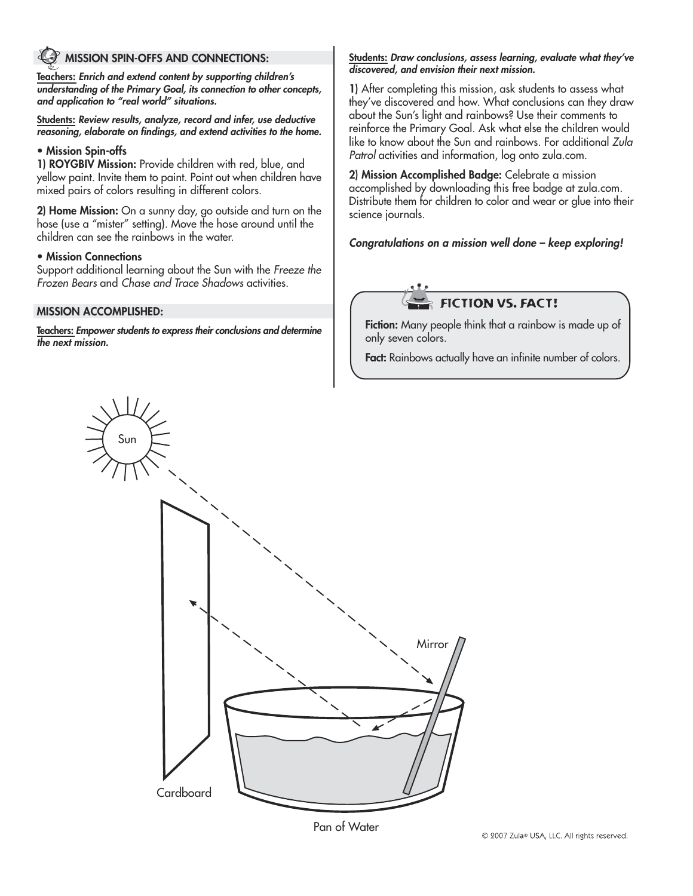## MISSION SPIN-OFFS AND CONNECTIONS:

**Teachers:** ***Enrich and extend content by supporting children's understanding of the Primary Goal, its connection to other concepts, and application to "real world" situations.***

**Students:** ***Review results, analyze, record and infer, use deductive reasoning, elaborate on findings, and extend activities to the home.***

**• Mission Spin-offs**

**1) ROYGBIV Mission:** Provide children with red, blue, and yellow paint. Invite them to paint. Point out when children have mixed pairs of colors resulting in different colors.

**2) Home Mission:** On a sunny day, go outside and turn on the hose (use a "mister" setting). Move the hose around until the children can see the rainbows in the water.

**• Mission Connections**

Support additional learning about the Sun with the *Freeze the Frozen Bears* and *Chase and Trace Shadows* activities.

## MISSION ACCOMPLISHED:

**Teachers:** ***Empower students to express their conclusions and determine the next mission.***

**Students:** ***Draw conclusions, assess learning, evaluate what they've discovered, and envision their next mission.***

**1)** After completing this mission, ask students to assess what they've discovered and how. What conclusions can they draw about the Sun's light and rainbows? Use their comments to reinforce the Primary Goal. Ask what else the children would like to know about the Sun and rainbows. For additional *Zula Patrol* activities and information, log onto zula.com.

**2) Mission Accomplished Badge:** Celebrate a mission accomplished by downloading this free badge at zula.com. Distribute them for children to color and wear or glue into their science journals.

***Congratulations on a mission well done – keep exploring!***

### FICTION VS. FACT!

**Fiction:** Many people think that a rainbow is made up of only seven colors.

**Fact:** Rainbows actually have an infinite number of colors.

Sun

Mirror

Cardboard

Pan of Water